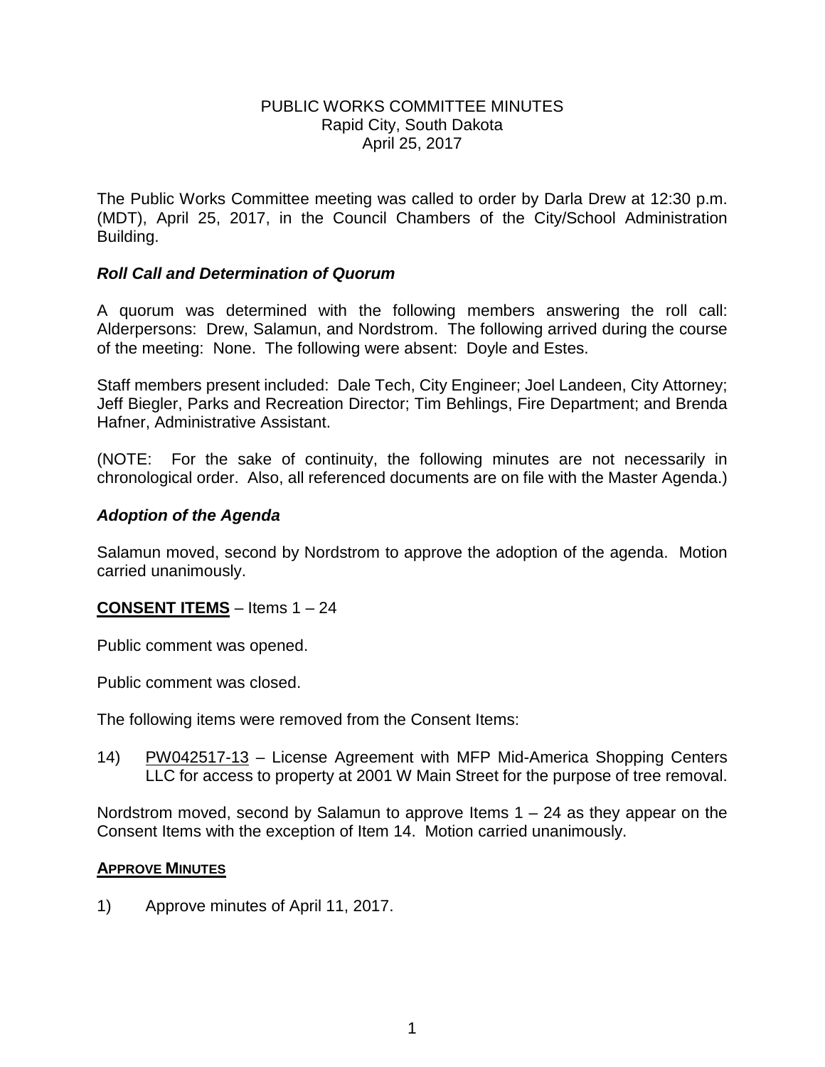# PUBLIC WORKS COMMITTEE MINUTES

Rapid City, South Dakota

April 25, 2017

The Public Works Committee meeting was called to order by Darla Drew at 12:30 p.m. (MDT), April 25, 2017, in the Council Chambers of the City/School Administration Building.

### *Roll Call and Determination of Quorum*

A quorum was determined with the following members answering the roll call: Alderpersons: Drew, Salamun, and Nordstrom. The following arrived during the course of the meeting: None. The following were absent: Doyle and Estes.

Staff members present included: Dale Tech, City Engineer; Joel Landeen, City Attorney; Jeff Biegler, Parks and Recreation Director; Tim Behlings, Fire Department; and Brenda Hafner, Administrative Assistant.

(NOTE: For the sake of continuity, the following minutes are not necessarily in chronological order. Also, all referenced documents are on file with the Master Agenda.)

### *Adoption of the Agenda*

Salamun moved, second by Nordstrom to approve the adoption of the agenda. Motion carried unanimously.

**CONSENT ITEMS** – Items 1 – 24

Public comment was opened.

Public comment was closed.

The following items were removed from the Consent Items:

14) PW042517-13 – License Agreement with MFP Mid-America Shopping Centers LLC for access to property at 2001 W Main Street for the purpose of tree removal.

Nordstrom moved, second by Salamun to approve Items 1 – 24 as they appear on the Consent Items with the exception of Item 14. Motion carried unanimously.

**APPROVE MINUTES**

1) Approve minutes of April 11, 2017.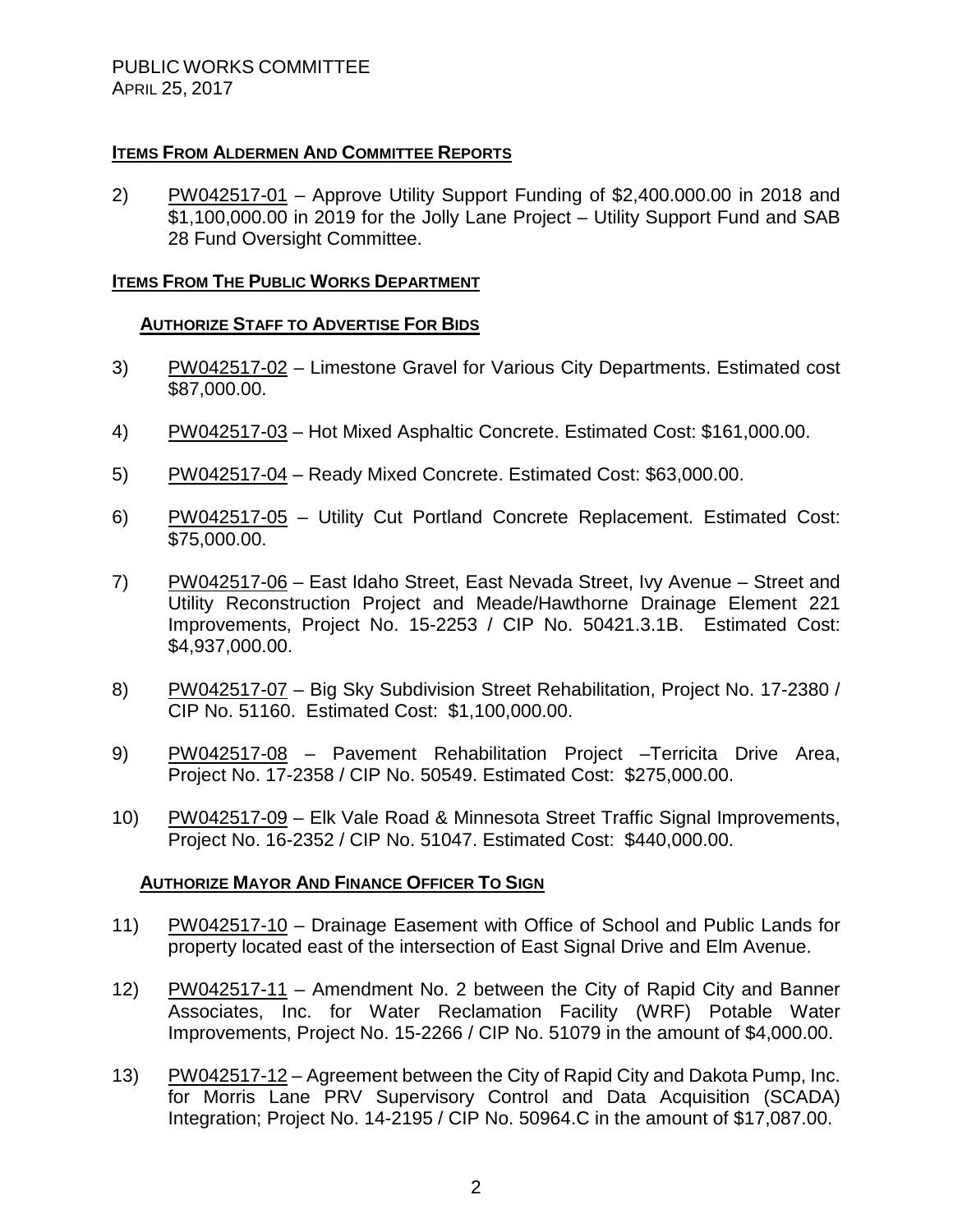## ITEMS FROM ALDERMEN AND COMMITTEE REPORTS

2) PW042517-01 – Approve Utility Support Funding of $2,400.000.00 in 2018 and $1,100,000.00 in 2019 for the Jolly Lane Project – Utility Support Fund and SAB 28 Fund Oversight Committee.

## ITEMS FROM THE PUBLIC WORKS DEPARTMENT

### AUTHORIZE STAFF TO ADVERTISE FOR BIDS

3) PW042517-02 – Limestone Gravel for Various City Departments. Estimated cost $87,000.00.

4) PW042517-03 – Hot Mixed Asphaltic Concrete. Estimated Cost: $161,000.00.

5) PW042517-04 – Ready Mixed Concrete. Estimated Cost: $63,000.00.

6) PW042517-05 – Utility Cut Portland Concrete Replacement. Estimated Cost: $75,000.00.

7) PW042517-06 – East Idaho Street, East Nevada Street, Ivy Avenue – Street and Utility Reconstruction Project and Meade/Hawthorne Drainage Element 221 Improvements, Project No. 15-2253 / CIP No. 50421.3.1B. Estimated Cost: $4,937,000.00.

8) PW042517-07 – Big Sky Subdivision Street Rehabilitation, Project No. 17-2380 / CIP No. 51160. Estimated Cost: $1,100,000.00.

9) PW042517-08 – Pavement Rehabilitation Project –Terricita Drive Area, Project No. 17-2358 / CIP No. 50549. Estimated Cost: $275,000.00.

10) PW042517-09 – Elk Vale Road & Minnesota Street Traffic Signal Improvements, Project No. 16-2352 / CIP No. 51047. Estimated Cost: $440,000.00.

### AUTHORIZE MAYOR AND FINANCE OFFICER TO SIGN

11) PW042517-10 – Drainage Easement with Office of School and Public Lands for property located east of the intersection of East Signal Drive and Elm Avenue.

12) PW042517-11 – Amendment No. 2 between the City of Rapid City and Banner Associates, Inc. for Water Reclamation Facility (WRF) Potable Water Improvements, Project No. 15-2266 / CIP No. 51079 in the amount of $4,000.00.

13) PW042517-12 – Agreement between the City of Rapid City and Dakota Pump, Inc. for Morris Lane PRV Supervisory Control and Data Acquisition (SCADA) Integration; Project No. 14-2195 / CIP No. 50964.C in the amount of $17,087.00.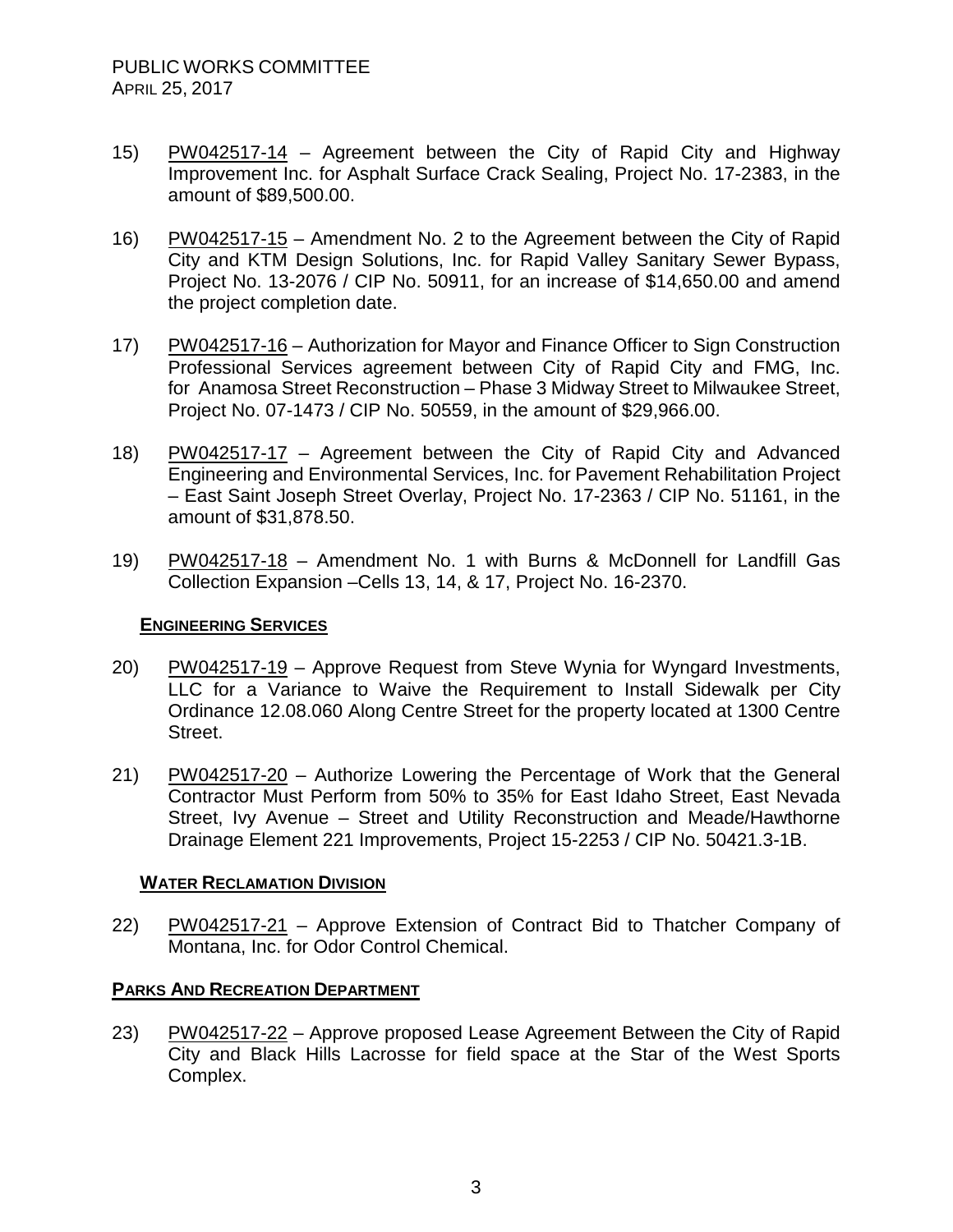15) PW042517-14 – Agreement between the City of Rapid City and Highway Improvement Inc. for Asphalt Surface Crack Sealing, Project No. 17-2383, in the amount of $89,500.00.

16) PW042517-15 – Amendment No. 2 to the Agreement between the City of Rapid City and KTM Design Solutions, Inc. for Rapid Valley Sanitary Sewer Bypass, Project No. 13-2076 / CIP No. 50911, for an increase of $14,650.00 and amend the project completion date.

17) PW042517-16 – Authorization for Mayor and Finance Officer to Sign Construction Professional Services agreement between City of Rapid City and FMG, Inc. for Anamosa Street Reconstruction – Phase 3 Midway Street to Milwaukee Street, Project No. 07-1473 / CIP No. 50559, in the amount of $29,966.00.

18) PW042517-17 – Agreement between the City of Rapid City and Advanced Engineering and Environmental Services, Inc. for Pavement Rehabilitation Project – East Saint Joseph Street Overlay, Project No. 17-2363 / CIP No. 51161, in the amount of $31,878.50.

19) PW042517-18 – Amendment No. 1 with Burns & McDonnell for Landfill Gas Collection Expansion –Cells 13, 14, & 17, Project No. 16-2370.

### ENGINEERING SERVICES

20) PW042517-19 – Approve Request from Steve Wynia for Wyngard Investments, LLC for a Variance to Waive the Requirement to Install Sidewalk per City Ordinance 12.08.060 Along Centre Street for the property located at 1300 Centre Street.

21) PW042517-20 – Authorize Lowering the Percentage of Work that the General Contractor Must Perform from 50% to 35% for East Idaho Street, East Nevada Street, Ivy Avenue – Street and Utility Reconstruction and Meade/Hawthorne Drainage Element 221 Improvements, Project 15-2253 / CIP No. 50421.3-1B.

### WATER RECLAMATION DIVISION

22) PW042517-21 – Approve Extension of Contract Bid to Thatcher Company of Montana, Inc. for Odor Control Chemical.

## PARKS AND RECREATION DEPARTMENT

23) PW042517-22 – Approve proposed Lease Agreement Between the City of Rapid City and Black Hills Lacrosse for field space at the Star of the West Sports Complex.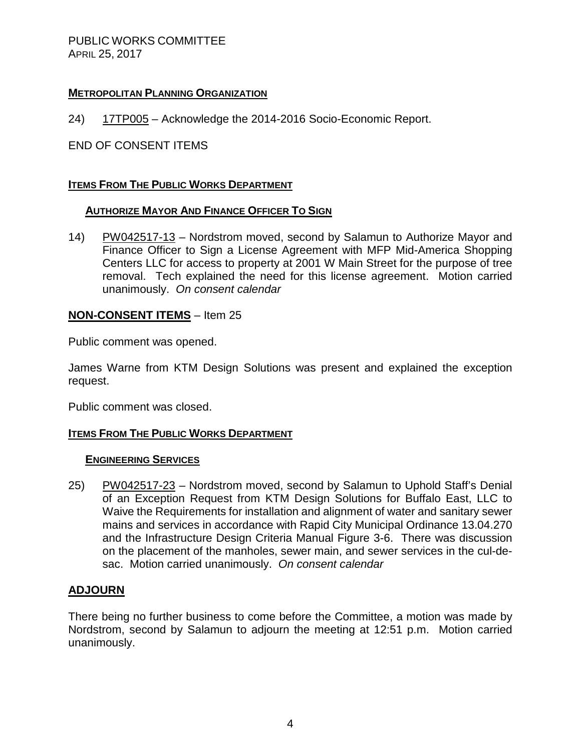**METROPOLITAN PLANNING ORGANIZATION**

24) 17TP005 – Acknowledge the 2014-2016 Socio-Economic Report.

END OF CONSENT ITEMS

**ITEMS FROM THE PUBLIC WORKS DEPARTMENT**

**AUTHORIZE MAYOR AND FINANCE OFFICER TO SIGN**

14) PW042517-13 – Nordstrom moved, second by Salamun to Authorize Mayor and Finance Officer to Sign a License Agreement with MFP Mid-America Shopping Centers LLC for access to property at 2001 W Main Street for the purpose of tree removal. Tech explained the need for this license agreement. Motion carried unanimously. *On consent calendar*

## NON-CONSENT ITEMS – Item 25

Public comment was opened.

James Warne from KTM Design Solutions was present and explained the exception request.

Public comment was closed.

**ITEMS FROM THE PUBLIC WORKS DEPARTMENT**

**ENGINEERING SERVICES**

25) PW042517-23 – Nordstrom moved, second by Salamun to Uphold Staff's Denial of an Exception Request from KTM Design Solutions for Buffalo East, LLC to Waive the Requirements for installation and alignment of water and sanitary sewer mains and services in accordance with Rapid City Municipal Ordinance 13.04.270 and the Infrastructure Design Criteria Manual Figure 3-6. There was discussion on the placement of the manholes, sewer main, and sewer services in the cul-de-sac. Motion carried unanimously. *On consent calendar*

## ADJOURN

There being no further business to come before the Committee, a motion was made by Nordstrom, second by Salamun to adjourn the meeting at 12:51 p.m. Motion carried unanimously.